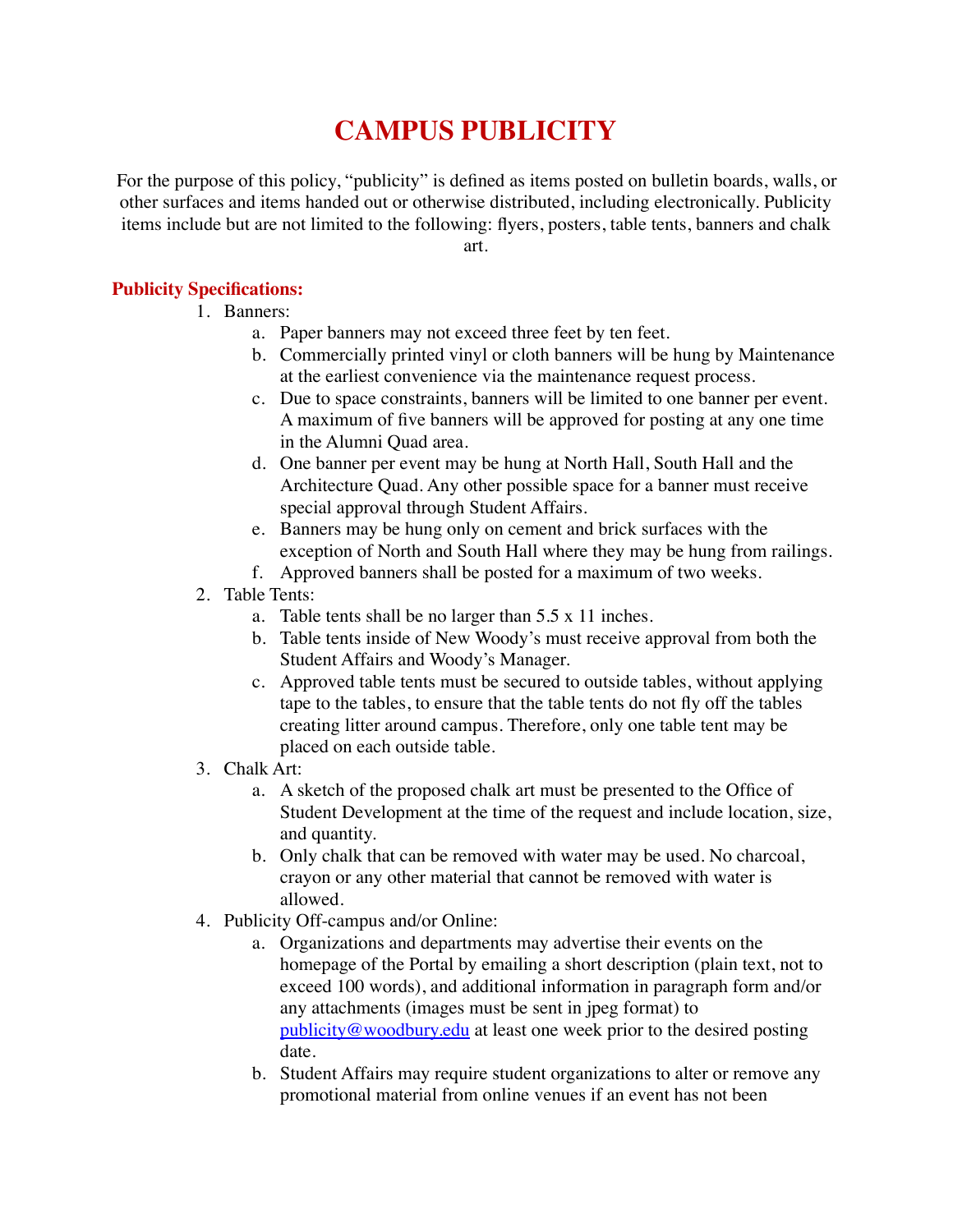# CAMPUS PUBLICITY

For the purpose of this policy, "publicity" is defined as items posted on bulletin boards, walls, or other surfaces and items handed out or otherwise distributed, including electronically. Publicity items include but are not limited to the following: flyers, posters, table tents, banners and chalk art.

## Publicity Specifications:

1. Banners:
    a. Paper banners may not exceed three feet by ten feet.
    b. Commercially printed vinyl or cloth banners will be hung by Maintenance at the earliest convenience via the maintenance request process.
    c. Due to space constraints, banners will be limited to one banner per event. A maximum of five banners will be approved for posting at any one time in the Alumni Quad area.
    d. One banner per event may be hung at North Hall, South Hall and the Architecture Quad. Any other possible space for a banner must receive special approval through Student Affairs.
    e. Banners may be hung only on cement and brick surfaces with the exception of North and South Hall where they may be hung from railings.
    f. Approved banners shall be posted for a maximum of two weeks.
2. Table Tents:
    a. Table tents shall be no larger than 5.5 x 11 inches.
    b. Table tents inside of New Woody's must receive approval from both the Student Affairs and Woody's Manager.
    c. Approved table tents must be secured to outside tables, without applying tape to the tables, to ensure that the table tents do not fly off the tables creating litter around campus. Therefore, only one table tent may be placed on each outside table.
3. Chalk Art:
    a. A sketch of the proposed chalk art must be presented to the Office of Student Development at the time of the request and include location, size, and quantity.
    b. Only chalk that can be removed with water may be used. No charcoal, crayon or any other material that cannot be removed with water is allowed.
4. Publicity Off-campus and/or Online:
    a. Organizations and departments may advertise their events on the homepage of the Portal by emailing a short description (plain text, not to exceed 100 words), and additional information in paragraph form and/or any attachments (images must be sent in jpeg format) to publicity@woodbury.edu at least one week prior to the desired posting date.
    b. Student Affairs may require student organizations to alter or remove any promotional material from online venues if an event has not been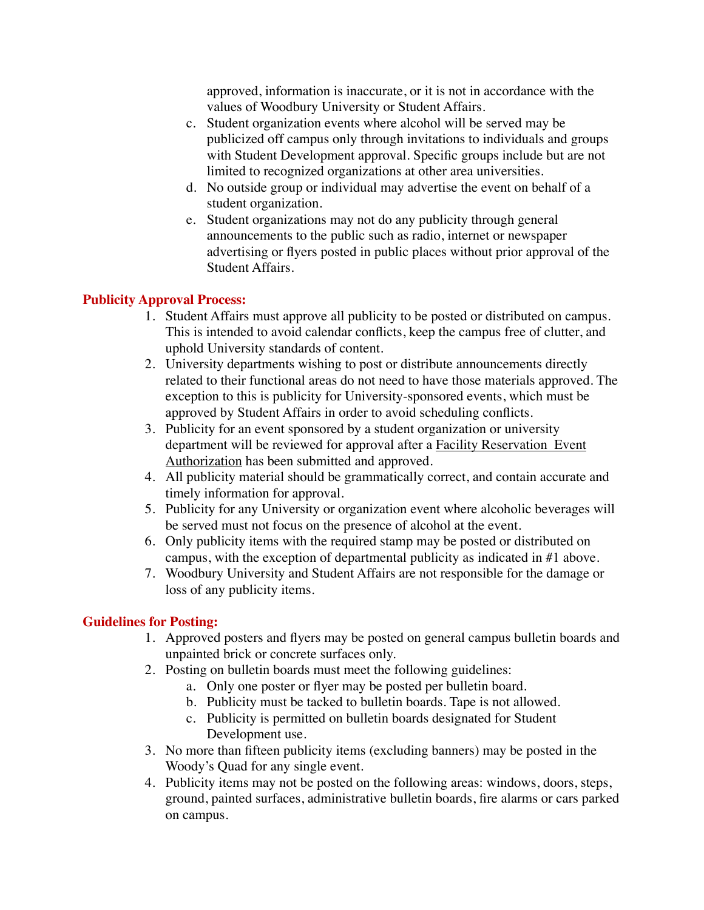approved, information is inaccurate, or it is not in accordance with the values of Woodbury University or Student Affairs.

c. Student organization events where alcohol will be served may be publicized off campus only through invitations to individuals and groups with Student Development approval. Specific groups include but are not limited to recognized organizations at other area universities.
d. No outside group or individual may advertise the event on behalf of a student organization.
e. Student organizations may not do any publicity through general announcements to the public such as radio, internet or newspaper advertising or flyers posted in public places without prior approval of the Student Affairs.

**Publicity Approval Process:**

1. Student Affairs must approve all publicity to be posted or distributed on campus. This is intended to avoid calendar conflicts, keep the campus free of clutter, and uphold University standards of content.
2. University departments wishing to post or distribute announcements directly related to their functional areas do not need to have those materials approved. The exception to this is publicity for University-sponsored events, which must be approved by Student Affairs in order to avoid scheduling conflicts.
3. Publicity for an event sponsored by a student organization or university department will be reviewed for approval after a Facility Reservation Event Authorization has been submitted and approved.
4. All publicity material should be grammatically correct, and contain accurate and timely information for approval.
5. Publicity for any University or organization event where alcoholic beverages will be served must not focus on the presence of alcohol at the event.
6. Only publicity items with the required stamp may be posted or distributed on campus, with the exception of departmental publicity as indicated in #1 above.
7. Woodbury University and Student Affairs are not responsible for the damage or loss of any publicity items.

**Guidelines for Posting:**

1. Approved posters and flyers may be posted on general campus bulletin boards and unpainted brick or concrete surfaces only.
2. Posting on bulletin boards must meet the following guidelines:
   a. Only one poster or flyer may be posted per bulletin board.
   b. Publicity must be tacked to bulletin boards. Tape is not allowed.
   c. Publicity is permitted on bulletin boards designated for Student Development use.
3. No more than fifteen publicity items (excluding banners) may be posted in the Woody's Quad for any single event.
4. Publicity items may not be posted on the following areas: windows, doors, steps, ground, painted surfaces, administrative bulletin boards, fire alarms or cars parked on campus.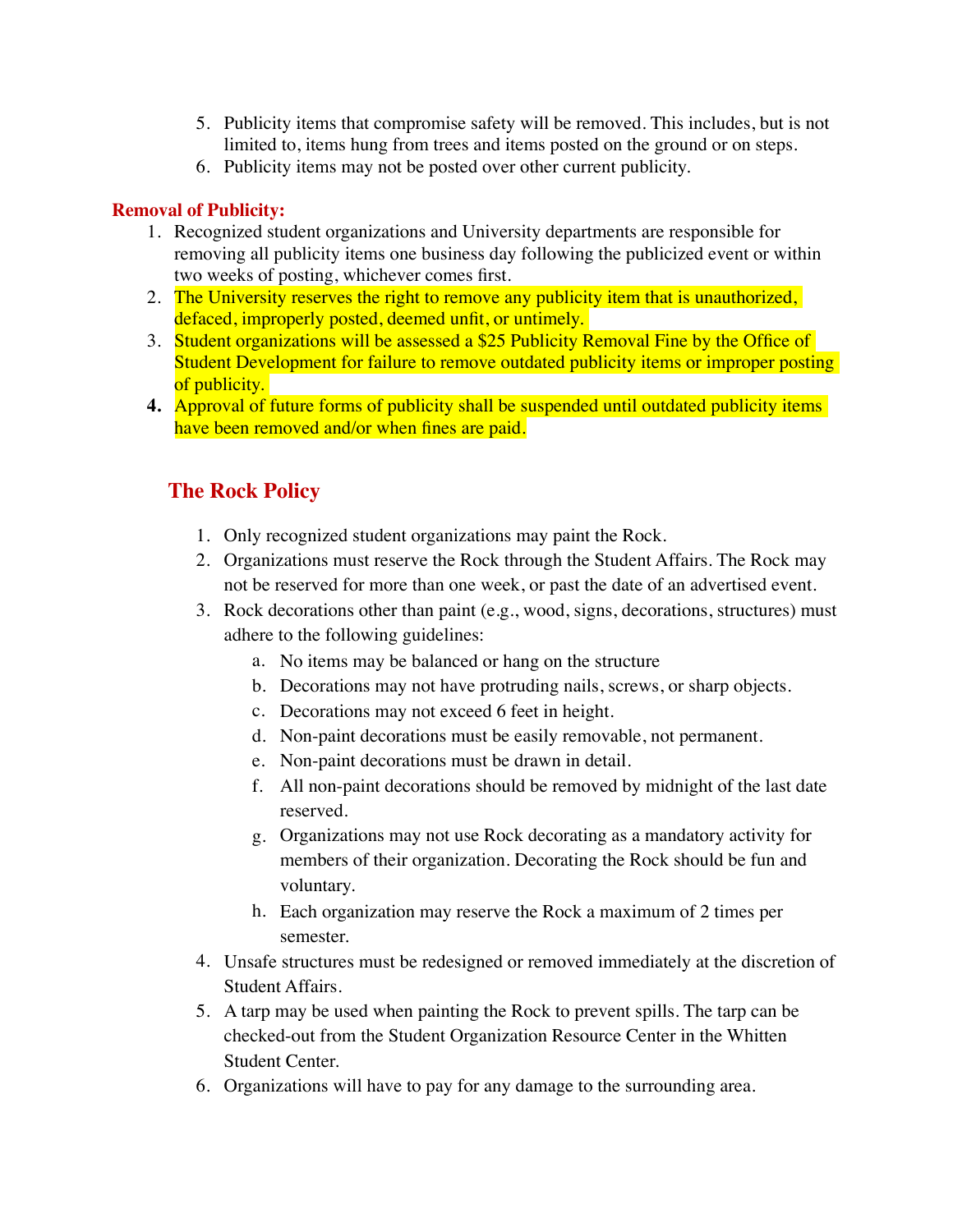5. Publicity items that compromise safety will be removed. This includes, but is not limited to, items hung from trees and items posted on the ground or on steps.
6. Publicity items may not be posted over other current publicity.

**Removal of Publicity:**

1. Recognized student organizations and University departments are responsible for removing all publicity items one business day following the publicized event or within two weeks of posting, whichever comes first.
2. The University reserves the right to remove any publicity item that is unauthorized, defaced, improperly posted, deemed unfit, or untimely.
3. Student organizations will be assessed a $25 Publicity Removal Fine by the Office of Student Development for failure to remove outdated publicity items or improper posting of publicity.
4. Approval of future forms of publicity shall be suspended until outdated publicity items have been removed and/or when fines are paid.

## The Rock Policy

1. Only recognized student organizations may paint the Rock.
2. Organizations must reserve the Rock through the Student Affairs. The Rock may not be reserved for more than one week, or past the date of an advertised event.
3. Rock decorations other than paint (e.g., wood, signs, decorations, structures) must adhere to the following guidelines:
   a. No items may be balanced or hang on the structure
   b. Decorations may not have protruding nails, screws, or sharp objects.
   c. Decorations may not exceed 6 feet in height.
   d. Non-paint decorations must be easily removable, not permanent.
   e. Non-paint decorations must be drawn in detail.
   f. All non-paint decorations should be removed by midnight of the last date reserved.
   g. Organizations may not use Rock decorating as a mandatory activity for members of their organization. Decorating the Rock should be fun and voluntary.
   h. Each organization may reserve the Rock a maximum of 2 times per semester.
4. Unsafe structures must be redesigned or removed immediately at the discretion of Student Affairs.
5. A tarp may be used when painting the Rock to prevent spills. The tarp can be checked-out from the Student Organization Resource Center in the Whitten Student Center.
6. Organizations will have to pay for any damage to the surrounding area.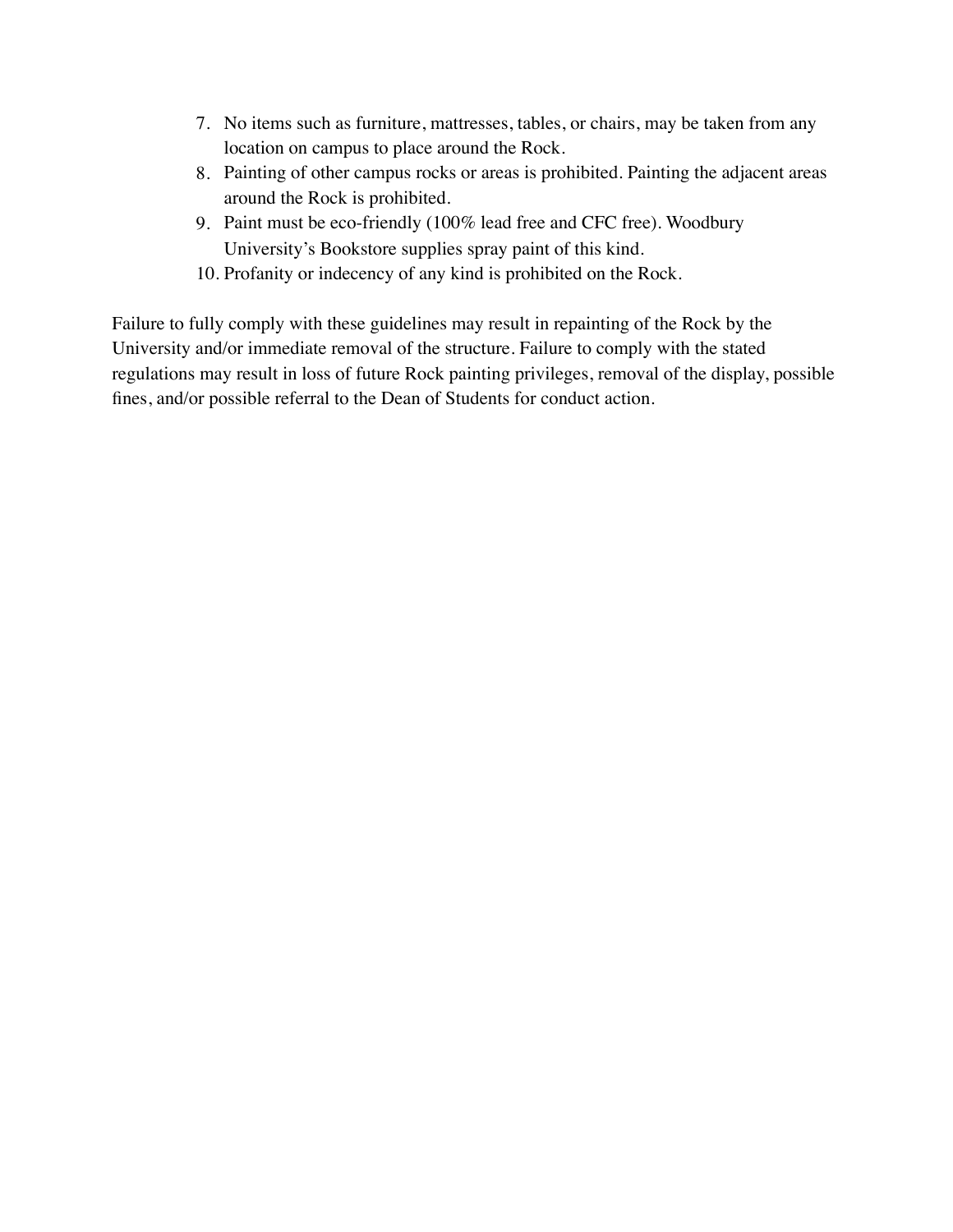7. No items such as furniture, mattresses, tables, or chairs, may be taken from any location on campus to place around the Rock.
8. Painting of other campus rocks or areas is prohibited. Painting the adjacent areas around the Rock is prohibited.
9. Paint must be eco-friendly (100% lead free and CFC free). Woodbury University's Bookstore supplies spray paint of this kind.
10. Profanity or indecency of any kind is prohibited on the Rock.

Failure to fully comply with these guidelines may result in repainting of the Rock by the University and/or immediate removal of the structure. Failure to comply with the stated regulations may result in loss of future Rock painting privileges, removal of the display, possible fines, and/or possible referral to the Dean of Students for conduct action.